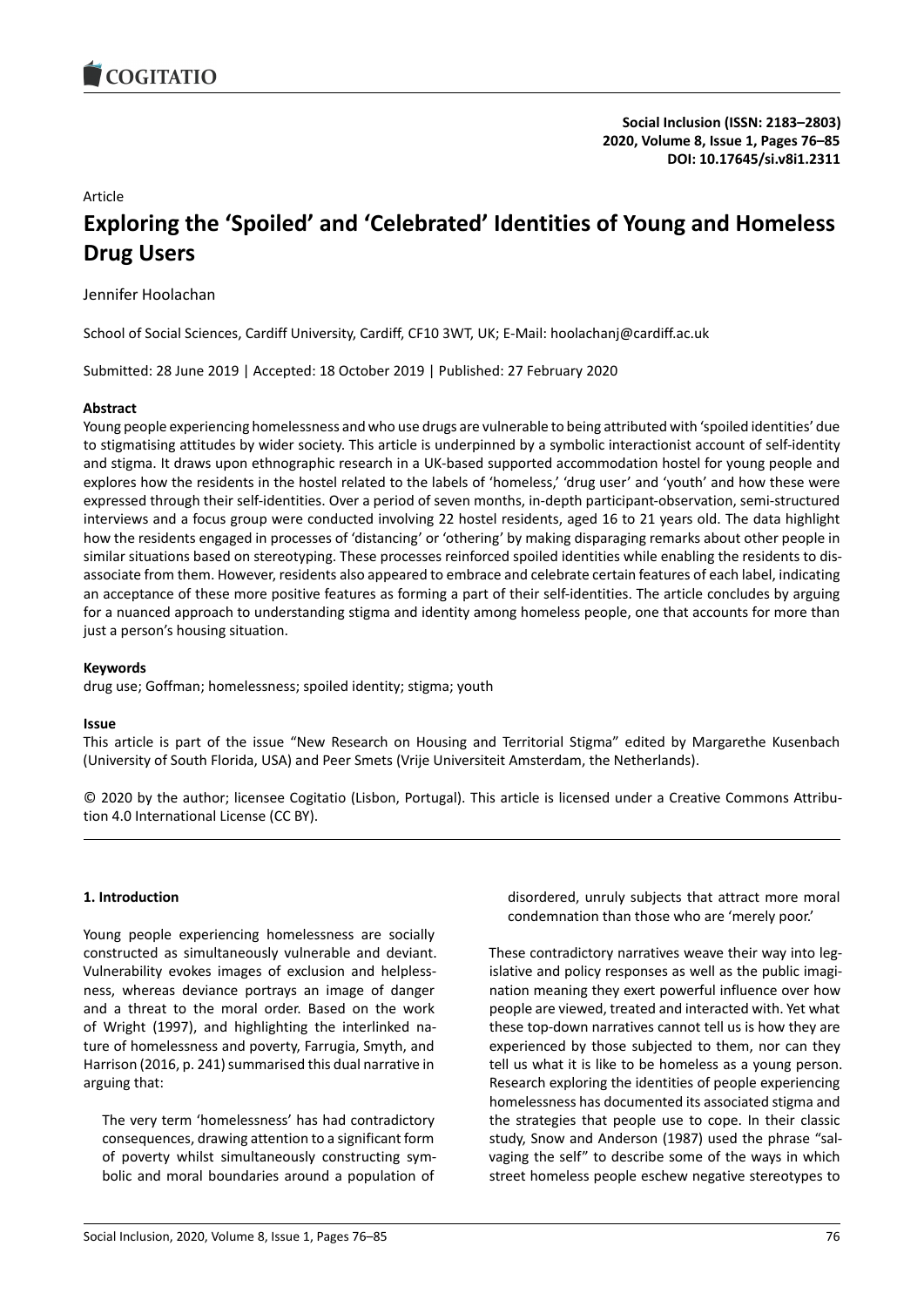Article

# Exploring the 'Spoiled' and 'Celebrated' Identities of Young and Homeless Drug Users

Jennifer Hoolachan

School of Social Sciences, Cardiff University, Cardiff, CF10 3WT, UK; E-Mail: hoolachanj@cardiff.ac.uk

Submitted: 28 June 2019 | Accepted: 18 October 2019 | Published: 27 February 2020

### Abstract

Young people experiencing homelessness and who use drugs are vulnerable to being attributed with 'spoiled identities' due to stigmatising attitudes by wider society. This article is underpinned by a symbolic interactionist account of self-identity and stigma. It draws upon ethnographic research in a UK-based supported accommodation hostel for young people and explores how the residents in the hostel related to the labels of 'homeless,' 'drug user' and 'youth' and how these were expressed through their self-identities. Over a period of seven months, in-depth participant-observation, semi-structured interviews and a focus group were conducted involving 22 hostel residents, aged 16 to 21 years old. The data highlight how the residents engaged in processes of 'distancing' or 'othering' by making disparaging remarks about other people in similar situations based on stereotyping. These processes reinforced spoiled identities while enabling the residents to dissociate from them. However, residents also appeared to embrace and celebrate certain features of each label, indicating an acceptance of these more positive features as forming a part of their self-identities. The article concludes by arguing for a nuanced approach to understanding stigma and identity among homeless people, one that accounts for more than just a person's housing situation.

### Keywords

drug use; Goffman; homelessness; spoiled identity; stigma; youth

### Issue

This article is part of the issue "New Research on Housing and Territorial Stigma" edited by Margarethe Kusenbach (University of South Florida, USA) and Peer Smets (Vrije Universiteit Amsterdam, the Netherlands).

© 2020 by the author; licensee Cogitatio (Lisbon, Portugal). This article is licensed under a Creative Commons Attribution 4.0 International License (CC BY).

## 1. Introduction

Young people experiencing homelessness are socially constructed as simultaneously vulnerable and deviant. Vulnerability evokes images of exclusion and helplessness, whereas deviance portrays an image of danger and a threat to the moral order. Based on the work of Wright (1997), and highlighting the interlinked nature of homelessness and poverty, Farrugia, Smyth, and Harrison (2016, p. 241) summarised this dual narrative in arguing that:

> The very term 'homelessness' has had contradictory consequences, drawing attention to a significant form of poverty whilst simultaneously constructing symbolic and moral boundaries around a population of disordered, unruly subjects that attract more moral condemnation than those who are 'merely poor.'

These contradictory narratives weave their way into legislative and policy responses as well as the public imagination meaning they exert powerful influence over how people are viewed, treated and interacted with. Yet what these top-down narratives cannot tell us is how they are experienced by those subjected to them, nor can they tell us what it is like to be homeless as a young person. Research exploring the identities of people experiencing homelessness has documented its associated stigma and the strategies that people use to cope. In their classic study, Snow and Anderson (1987) used the phrase "salvaging the self" to describe some of the ways in which street homeless people eschew negative stereotypes to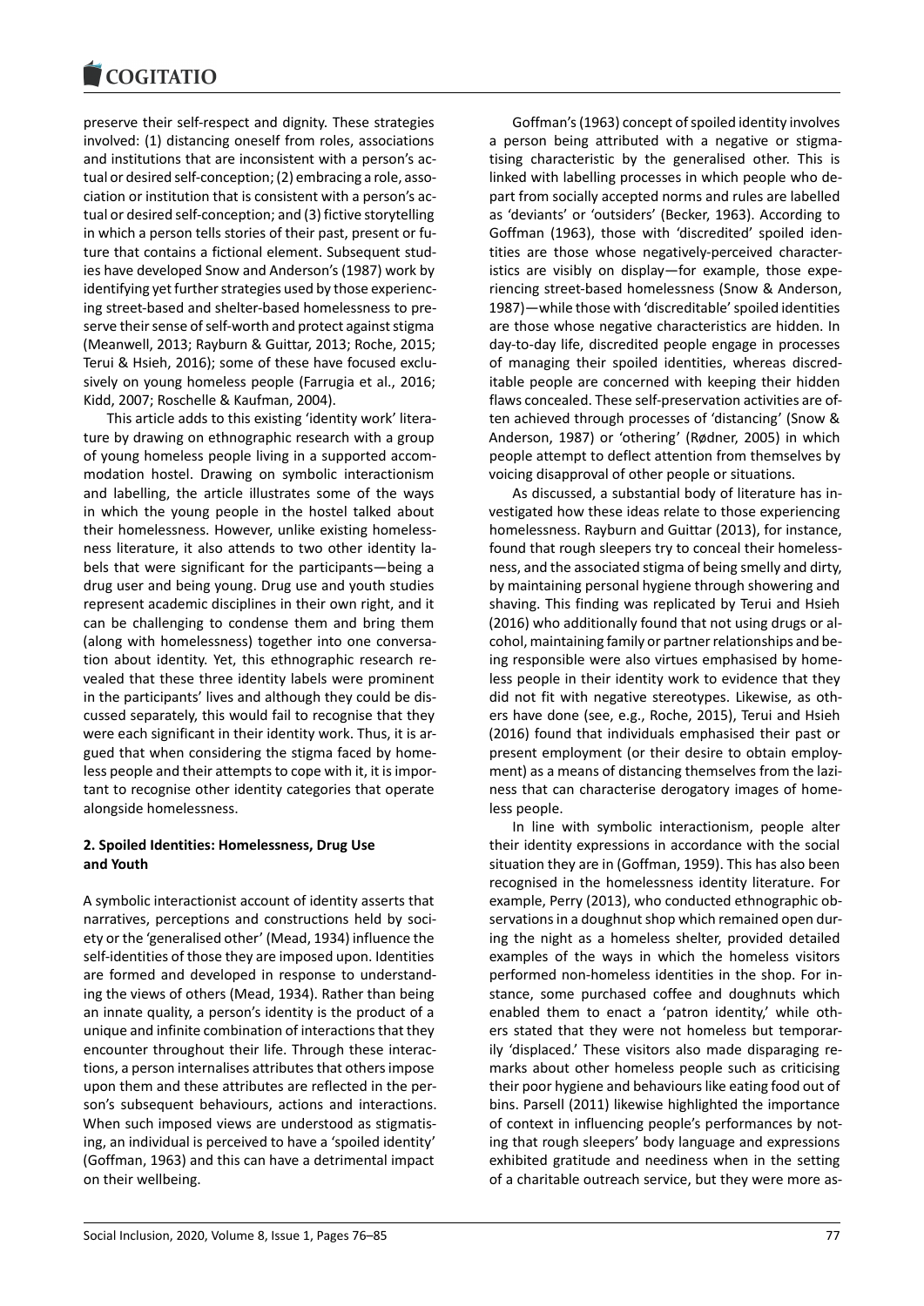preserve their self-respect and dignity. These strategies involved: (1) distancing oneself from roles, associations and institutions that are inconsistent with a person's actual or desired self-conception; (2) embracing a role, association or institution that is consistent with a person's actual or desired self-conception; and (3) fictive storytelling in which a person tells stories of their past, present or future that contains a fictional element. Subsequent studies have developed Snow and Anderson's (1987) work by identifying yet further strategies used by those experiencing street-based and shelter-based homelessness to preserve their sense of self-worth and protect against stigma (Meanwell, 2013; Rayburn & Guittar, 2013; Roche, 2015; Terui & Hsieh, 2016); some of these have focused exclusively on young homeless people (Farrugia et al., 2016; Kidd, 2007; Roschelle & Kaufman, 2004).

This article adds to this existing 'identity work' literature by drawing on ethnographic research with a group of young homeless people living in a supported accommodation hostel. Drawing on symbolic interactionism and labelling, the article illustrates some of the ways in which the young people in the hostel talked about their homelessness. However, unlike existing homelessness literature, it also attends to two other identity labels that were significant for the participants—being a drug user and being young. Drug use and youth studies represent academic disciplines in their own right, and it can be challenging to condense them and bring them (along with homelessness) together into one conversation about identity. Yet, this ethnographic research revealed that these three identity labels were prominent in the participants' lives and although they could be discussed separately, this would fail to recognise that they were each significant in their identity work. Thus, it is argued that when considering the stigma faced by homeless people and their attempts to cope with it, it is important to recognise other identity categories that operate alongside homelessness.

## 2. Spoiled Identities: Homelessness, Drug Use and Youth

A symbolic interactionist account of identity asserts that narratives, perceptions and constructions held by society or the 'generalised other' (Mead, 1934) influence the self-identities of those they are imposed upon. Identities are formed and developed in response to understanding the views of others (Mead, 1934). Rather than being an innate quality, a person's identity is the product of a unique and infinite combination of interactions that they encounter throughout their life. Through these interactions, a person internalises attributes that others impose upon them and these attributes are reflected in the person's subsequent behaviours, actions and interactions. When such imposed views are understood as stigmatising, an individual is perceived to have a 'spoiled identity' (Goffman, 1963) and this can have a detrimental impact on their wellbeing.

Goffman's (1963) concept of spoiled identity involves a person being attributed with a negative or stigmatising characteristic by the generalised other. This is linked with labelling processes in which people who depart from socially accepted norms and rules are labelled as 'deviants' or 'outsiders' (Becker, 1963). According to Goffman (1963), those with 'discredited' spoiled identities are those whose negatively-perceived characteristics are visibly on display—for example, those experiencing street-based homelessness (Snow & Anderson, 1987)—while those with 'discreditable' spoiled identities are those whose negative characteristics are hidden. In day-to-day life, discredited people engage in processes of managing their spoiled identities, whereas discreditable people are concerned with keeping their hidden flaws concealed. These self-preservation activities are often achieved through processes of 'distancing' (Snow & Anderson, 1987) or 'othering' (Rødner, 2005) in which people attempt to deflect attention from themselves by voicing disapproval of other people or situations.

As discussed, a substantial body of literature has investigated how these ideas relate to those experiencing homelessness. Rayburn and Guittar (2013), for instance, found that rough sleepers try to conceal their homelessness, and the associated stigma of being smelly and dirty, by maintaining personal hygiene through showering and shaving. This finding was replicated by Terui and Hsieh (2016) who additionally found that not using drugs or alcohol, maintaining family or partner relationships and being responsible were also virtues emphasised by homeless people in their identity work to evidence that they did not fit with negative stereotypes. Likewise, as others have done (see, e.g., Roche, 2015), Terui and Hsieh (2016) found that individuals emphasised their past or present employment (or their desire to obtain employment) as a means of distancing themselves from the laziness that can characterise derogatory images of homeless people.

In line with symbolic interactionism, people alter their identity expressions in accordance with the social situation they are in (Goffman, 1959). This has also been recognised in the homelessness identity literature. For example, Perry (2013), who conducted ethnographic observations in a doughnut shop which remained open during the night as a homeless shelter, provided detailed examples of the ways in which the homeless visitors performed non-homeless identities in the shop. For instance, some purchased coffee and doughnuts which enabled them to enact a 'patron identity,' while others stated that they were not homeless but temporarily 'displaced.' These visitors also made disparaging remarks about other homeless people such as criticising their poor hygiene and behaviours like eating food out of bins. Parsell (2011) likewise highlighted the importance of context in influencing people's performances by noting that rough sleepers' body language and expressions exhibited gratitude and neediness when in the setting of a charitable outreach service, but they were more as-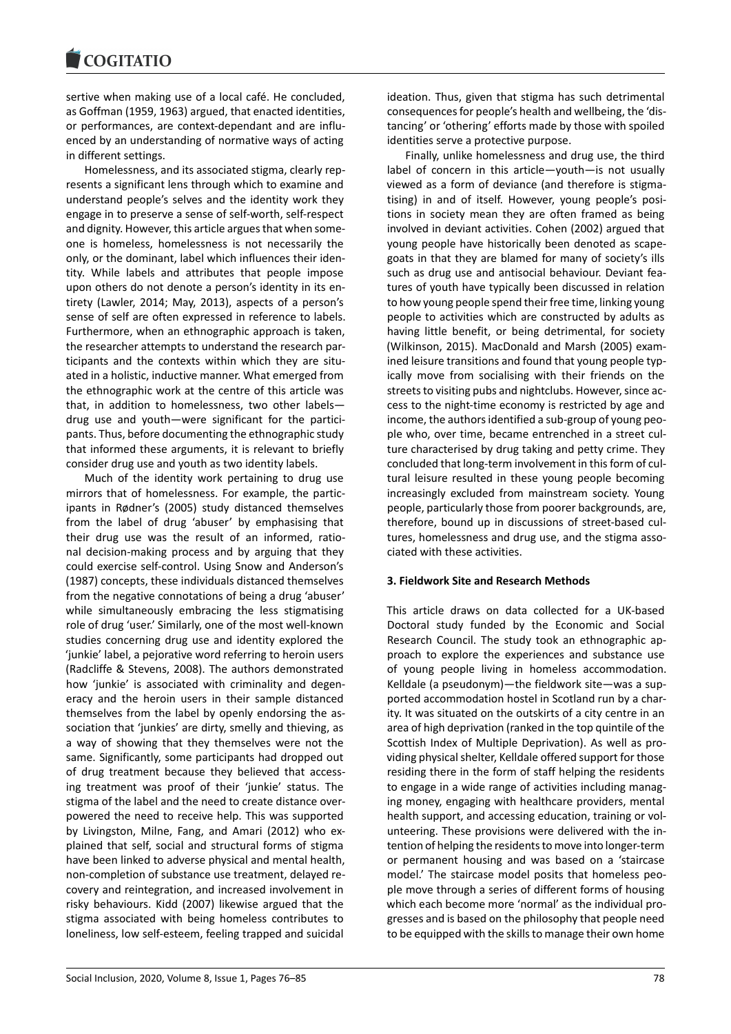sertive when making use of a local café. He concluded, as Goffman (1959, 1963) argued, that enacted identities, or performances, are context-dependant and are influenced by an understanding of normative ways of acting in different settings.

Homelessness, and its associated stigma, clearly represents a significant lens through which to examine and understand people's selves and the identity work they engage in to preserve a sense of self-worth, self-respect and dignity. However, this article argues that when someone is homeless, homelessness is not necessarily the only, or the dominant, label which influences their identity. While labels and attributes that people impose upon others do not denote a person's identity in its entirety (Lawler, 2014; May, 2013), aspects of a person's sense of self are often expressed in reference to labels. Furthermore, when an ethnographic approach is taken, the researcher attempts to understand the research participants and the contexts within which they are situated in a holistic, inductive manner. What emerged from the ethnographic work at the centre of this article was that, in addition to homelessness, two other labels—drug use and youth—were significant for the participants. Thus, before documenting the ethnographic study that informed these arguments, it is relevant to briefly consider drug use and youth as two identity labels.

Much of the identity work pertaining to drug use mirrors that of homelessness. For example, the participants in Rødner's (2005) study distanced themselves from the label of drug 'abuser' by emphasising that their drug use was the result of an informed, rational decision-making process and by arguing that they could exercise self-control. Using Snow and Anderson's (1987) concepts, these individuals distanced themselves from the negative connotations of being a drug 'abuser' while simultaneously embracing the less stigmatising role of drug 'user.' Similarly, one of the most well-known studies concerning drug use and identity explored the 'junkie' label, a pejorative word referring to heroin users (Radcliffe & Stevens, 2008). The authors demonstrated how 'junkie' is associated with criminality and degeneracy and the heroin users in their sample distanced themselves from the label by openly endorsing the association that 'junkies' are dirty, smelly and thieving, as a way of showing that they themselves were not the same. Significantly, some participants had dropped out of drug treatment because they believed that accessing treatment was proof of their 'junkie' status. The stigma of the label and the need to create distance overpowered the need to receive help. This was supported by Livingston, Milne, Fang, and Amari (2012) who explained that self, social and structural forms of stigma have been linked to adverse physical and mental health, non-completion of substance use treatment, delayed recovery and reintegration, and increased involvement in risky behaviours. Kidd (2007) likewise argued that the stigma associated with being homeless contributes to loneliness, low self-esteem, feeling trapped and suicidal ideation. Thus, given that stigma has such detrimental consequences for people's health and wellbeing, the 'distancing' or 'othering' efforts made by those with spoiled identities serve a protective purpose.

Finally, unlike homelessness and drug use, the third label of concern in this article—youth—is not usually viewed as a form of deviance (and therefore is stigmatising) in and of itself. However, young people's positions in society mean they are often framed as being involved in deviant activities. Cohen (2002) argued that young people have historically been denoted as scapegoats in that they are blamed for many of society's ills such as drug use and antisocial behaviour. Deviant features of youth have typically been discussed in relation to how young people spend their free time, linking young people to activities which are constructed by adults as having little benefit, or being detrimental, for society (Wilkinson, 2015). MacDonald and Marsh (2005) examined leisure transitions and found that young people typically move from socialising with their friends on the streets to visiting pubs and nightclubs. However, since access to the night-time economy is restricted by age and income, the authors identified a sub-group of young people who, over time, became entrenched in a street culture characterised by drug taking and petty crime. They concluded that long-term involvement in this form of cultural leisure resulted in these young people becoming increasingly excluded from mainstream society. Young people, particularly those from poorer backgrounds, are, therefore, bound up in discussions of street-based cultures, homelessness and drug use, and the stigma associated with these activities.

## 3. Fieldwork Site and Research Methods

This article draws on data collected for a UK-based Doctoral study funded by the Economic and Social Research Council. The study took an ethnographic approach to explore the experiences and substance use of young people living in homeless accommodation. Kelldale (a pseudonym)—the fieldwork site—was a supported accommodation hostel in Scotland run by a charity. It was situated on the outskirts of a city centre in an area of high deprivation (ranked in the top quintile of the Scottish Index of Multiple Deprivation). As well as providing physical shelter, Kelldale offered support for those residing there in the form of staff helping the residents to engage in a wide range of activities including managing money, engaging with healthcare providers, mental health support, and accessing education, training or volunteering. These provisions were delivered with the intention of helping the residents to move into longer-term or permanent housing and was based on a 'staircase model.' The staircase model posits that homeless people move through a series of different forms of housing which each become more 'normal' as the individual progresses and is based on the philosophy that people need to be equipped with the skills to manage their own home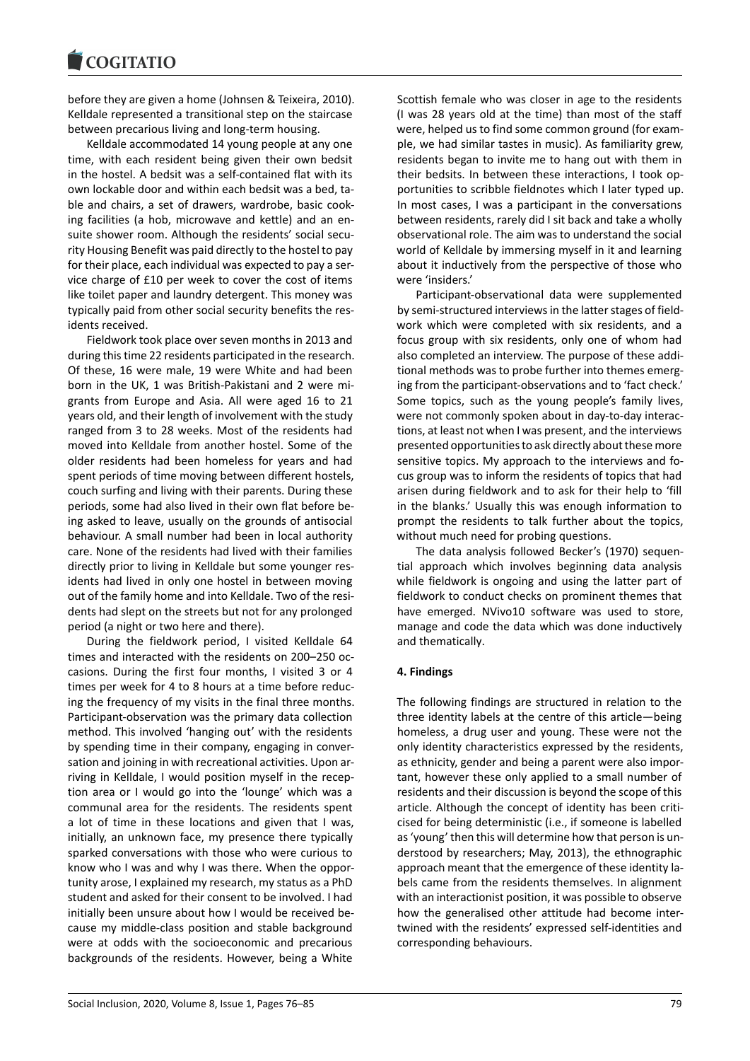before they are given a home (Johnsen & Teixeira, 2010). Kelldale represented a transitional step on the staircase between precarious living and long-term housing.

Kelldale accommodated 14 young people at any one time, with each resident being given their own bedsit in the hostel. A bedsit was a self-contained flat with its own lockable door and within each bedsit was a bed, table and chairs, a set of drawers, wardrobe, basic cooking facilities (a hob, microwave and kettle) and an ensuite shower room. Although the residents' social security Housing Benefit was paid directly to the hostel to pay for their place, each individual was expected to pay a service charge of £10 per week to cover the cost of items like toilet paper and laundry detergent. This money was typically paid from other social security benefits the residents received.

Fieldwork took place over seven months in 2013 and during this time 22 residents participated in the research. Of these, 16 were male, 19 were White and had been born in the UK, 1 was British-Pakistani and 2 were migrants from Europe and Asia. All were aged 16 to 21 years old, and their length of involvement with the study ranged from 3 to 28 weeks. Most of the residents had moved into Kelldale from another hostel. Some of the older residents had been homeless for years and had spent periods of time moving between different hostels, couch surfing and living with their parents. During these periods, some had also lived in their own flat before being asked to leave, usually on the grounds of antisocial behaviour. A small number had been in local authority care. None of the residents had lived with their families directly prior to living in Kelldale but some younger residents had lived in only one hostel in between moving out of the family home and into Kelldale. Two of the residents had slept on the streets but not for any prolonged period (a night or two here and there).

During the fieldwork period, I visited Kelldale 64 times and interacted with the residents on 200–250 occasions. During the first four months, I visited 3 or 4 times per week for 4 to 8 hours at a time before reducing the frequency of my visits in the final three months. Participant-observation was the primary data collection method. This involved 'hanging out' with the residents by spending time in their company, engaging in conversation and joining in with recreational activities. Upon arriving in Kelldale, I would position myself in the reception area or I would go into the 'lounge' which was a communal area for the residents. The residents spent a lot of time in these locations and given that I was, initially, an unknown face, my presence there typically sparked conversations with those who were curious to know who I was and why I was there. When the opportunity arose, I explained my research, my status as a PhD student and asked for their consent to be involved. I had initially been unsure about how I would be received because my middle-class position and stable background were at odds with the socioeconomic and precarious backgrounds of the residents. However, being a White Scottish female who was closer in age to the residents (I was 28 years old at the time) than most of the staff were, helped us to find some common ground (for example, we had similar tastes in music). As familiarity grew, residents began to invite me to hang out with them in their bedsits. In between these interactions, I took opportunities to scribble fieldnotes which I later typed up. In most cases, I was a participant in the conversations between residents, rarely did I sit back and take a wholly observational role. The aim was to understand the social world of Kelldale by immersing myself in it and learning about it inductively from the perspective of those who were 'insiders.'

Participant-observational data were supplemented by semi-structured interviews in the latter stages of fieldwork which were completed with six residents, and a focus group with six residents, only one of whom had also completed an interview. The purpose of these additional methods was to probe further into themes emerging from the participant-observations and to 'fact check.' Some topics, such as the young people's family lives, were not commonly spoken about in day-to-day interactions, at least not when I was present, and the interviews presented opportunities to ask directly about these more sensitive topics. My approach to the interviews and focus group was to inform the residents of topics that had arisen during fieldwork and to ask for their help to 'fill in the blanks.' Usually this was enough information to prompt the residents to talk further about the topics, without much need for probing questions.

The data analysis followed Becker's (1970) sequential approach which involves beginning data analysis while fieldwork is ongoing and using the latter part of fieldwork to conduct checks on prominent themes that have emerged. NVivo10 software was used to store, manage and code the data which was done inductively and thematically.

## 4. Findings

The following findings are structured in relation to the three identity labels at the centre of this article—being homeless, a drug user and young. These were not the only identity characteristics expressed by the residents, as ethnicity, gender and being a parent were also important, however these only applied to a small number of residents and their discussion is beyond the scope of this article. Although the concept of identity has been criticised for being deterministic (i.e., if someone is labelled as 'young' then this will determine how that person is understood by researchers; May, 2013), the ethnographic approach meant that the emergence of these identity labels came from the residents themselves. In alignment with an interactionist position, it was possible to observe how the generalised other attitude had become intertwined with the residents' expressed self-identities and corresponding behaviours.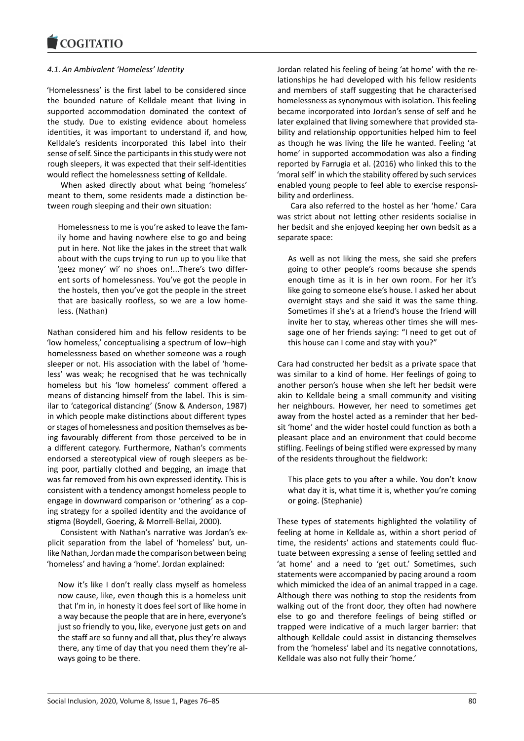### *4.1. An Ambivalent 'Homeless' Identity*

'Homelessness' is the first label to be considered since the bounded nature of Kelldale meant that living in supported accommodation dominated the context of the study. Due to existing evidence about homeless identities, it was important to understand if, and how, Kelldale's residents incorporated this label into their sense of self. Since the participants in this study were not rough sleepers, it was expected that their self-identities would reflect the homelessness setting of Kelldale.

When asked directly about what being 'homeless' meant to them, some residents made a distinction between rough sleeping and their own situation:

> Homelessness to me is you're asked to leave the family home and having nowhere else to go and being put in here. Not like the jakes in the street that walk about with the cups trying to run up to you like that 'geez money' wi' no shoes on!...There's two different sorts of homelessness. You've got the people in the hostels, then you've got the people in the street that are basically roofless, so we are a low homeless. (Nathan)

Nathan considered him and his fellow residents to be 'low homeless,' conceptualising a spectrum of low–high homelessness based on whether someone was a rough sleeper or not. His association with the label of 'homeless' was weak; he recognised that he was technically homeless but his 'low homeless' comment offered a means of distancing himself from the label. This is similar to 'categorical distancing' (Snow & Anderson, 1987) in which people make distinctions about different types or stages of homelessness and position themselves as being favourably different from those perceived to be in a different category. Furthermore, Nathan's comments endorsed a stereotypical view of rough sleepers as being poor, partially clothed and begging, an image that was far removed from his own expressed identity. This is consistent with a tendency amongst homeless people to engage in downward comparison or 'othering' as a coping strategy for a spoiled identity and the avoidance of stigma (Boydell, Goering, & Morrell-Bellai, 2000).

Consistent with Nathan's narrative was Jordan's explicit separation from the label of 'homeless' but, unlike Nathan, Jordan made the comparison between being 'homeless' and having a 'home'. Jordan explained:

> Now it's like I don't really class myself as homeless now cause, like, even though this is a homeless unit that I'm in, in honesty it does feel sort of like home in a way because the people that are in here, everyone's just so friendly to you, like, everyone just gets on and the staff are so funny and all that, plus they're always there, any time of day that you need them they're always going to be there.

Jordan related his feeling of being 'at home' with the relationships he had developed with his fellow residents and members of staff suggesting that he characterised homelessness as synonymous with isolation. This feeling became incorporated into Jordan's sense of self and he later explained that living somewhere that provided stability and relationship opportunities helped him to feel as though he was living the life he wanted. Feeling 'at home' in supported accommodation was also a finding reported by Farrugia et al. (2016) who linked this to the 'moral self' in which the stability offered by such services enabled young people to feel able to exercise responsibility and orderliness.

Cara also referred to the hostel as her 'home.' Cara was strict about not letting other residents socialise in her bedsit and she enjoyed keeping her own bedsit as a separate space:

> As well as not liking the mess, she said she prefers going to other people's rooms because she spends enough time as it is in her own room. For her it's like going to someone else's house. I asked her about overnight stays and she said it was the same thing. Sometimes if she's at a friend's house the friend will invite her to stay, whereas other times she will message one of her friends saying: "I need to get out of this house can I come and stay with you?"

Cara had constructed her bedsit as a private space that was similar to a kind of home. Her feelings of going to another person's house when she left her bedsit were akin to Kelldale being a small community and visiting her neighbours. However, her need to sometimes get away from the hostel acted as a reminder that her bedsit 'home' and the wider hostel could function as both a pleasant place and an environment that could become stifling. Feelings of being stifled were expressed by many of the residents throughout the fieldwork:

> This place gets to you after a while. You don't know what day it is, what time it is, whether you're coming or going. (Stephanie)

These types of statements highlighted the volatility of feeling at home in Kelldale as, within a short period of time, the residents' actions and statements could fluctuate between expressing a sense of feeling settled and 'at home' and a need to 'get out.' Sometimes, such statements were accompanied by pacing around a room which mimicked the idea of an animal trapped in a cage. Although there was nothing to stop the residents from walking out of the front door, they often had nowhere else to go and therefore feelings of being stifled or trapped were indicative of a much larger barrier: that although Kelldale could assist in distancing themselves from the 'homeless' label and its negative connotations, Kelldale was also not fully their 'home.'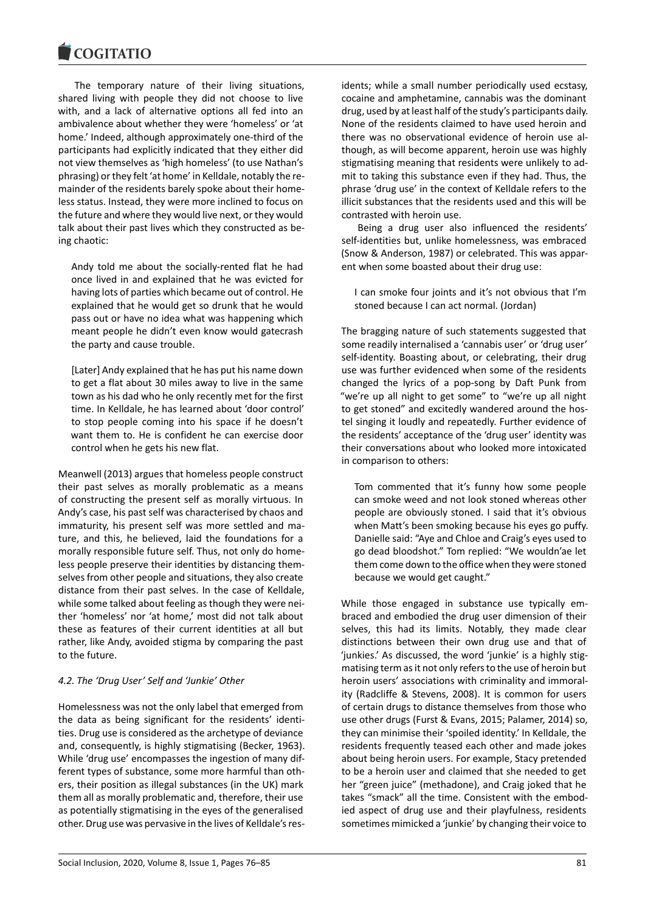The temporary nature of their living situations, shared living with people they did not choose to live with, and a lack of alternative options all fed into an ambivalence about whether they were 'homeless' or 'at home.' Indeed, although approximately one-third of the participants had explicitly indicated that they either did not view themselves as 'high homeless' (to use Nathan's phrasing) or they felt 'at home' in Kelldale, notably the remainder of the residents barely spoke about their homeless status. Instead, they were more inclined to focus on the future and where they would live next, or they would talk about their past lives which they constructed as being chaotic:

> Andy told me about the socially-rented flat he had once lived in and explained that he was evicted for having lots of parties which became out of control. He explained that he would get so drunk that he would pass out or have no idea what was happening which meant people he didn't even know would gatecrash the party and cause trouble.
>
> [Later] Andy explained that he has put his name down to get a flat about 30 miles away to live in the same town as his dad who he only recently met for the first time. In Kelldale, he has learned about 'door control' to stop people coming into his space if he doesn't want them to. He is confident he can exercise door control when he gets his new flat.

Meanwell (2013) argues that homeless people construct their past selves as morally problematic as a means of constructing the present self as morally virtuous. In Andy's case, his past self was characterised by chaos and immaturity, his present self was more settled and mature, and this, he believed, laid the foundations for a morally responsible future self. Thus, not only do homeless people preserve their identities by distancing themselves from other people and situations, they also create distance from their past selves. In the case of Kelldale, while some talked about feeling as though they were neither 'homeless' nor 'at home,' most did not talk about these as features of their current identities at all but rather, like Andy, avoided stigma by comparing the past to the future.

### *4.2. The 'Drug User' Self and 'Junkie' Other*

Homelessness was not the only label that emerged from the data as being significant for the residents' identities. Drug use is considered as the archetype of deviance and, consequently, is highly stigmatising (Becker, 1963). While 'drug use' encompasses the ingestion of many different types of substance, some more harmful than others, their position as illegal substances (in the UK) mark them all as morally problematic and, therefore, their use as potentially stigmatising in the eyes of the generalised other. Drug use was pervasive in the lives of Kelldale's residents; while a small number periodically used ecstasy, cocaine and amphetamine, cannabis was the dominant drug, used by at least half of the study's participants daily. None of the residents claimed to have used heroin and there was no observational evidence of heroin use although, as will become apparent, heroin use was highly stigmatising meaning that residents were unlikely to admit to taking this substance even if they had. Thus, the phrase 'drug use' in the context of Kelldale refers to the illicit substances that the residents used and this will be contrasted with heroin use.

Being a drug user also influenced the residents' self-identities but, unlike homelessness, was embraced (Snow & Anderson, 1987) or celebrated. This was apparent when some boasted about their drug use:

> I can smoke four joints and it's not obvious that I'm stoned because I can act normal. (Jordan)

The bragging nature of such statements suggested that some readily internalised a 'cannabis user' or 'drug user' self-identity. Boasting about, or celebrating, their drug use was further evidenced when some of the residents changed the lyrics of a pop-song by Daft Punk from "we're up all night to get some" to "we're up all night to get stoned" and excitedly wandered around the hostel singing it loudly and repeatedly. Further evidence of the residents' acceptance of the 'drug user' identity was their conversations about who looked more intoxicated in comparison to others:

> Tom commented that it's funny how some people can smoke weed and not look stoned whereas other people are obviously stoned. I said that it's obvious when Matt's been smoking because his eyes go puffy. Danielle said: "Aye and Chloe and Craig's eyes used to go dead bloodshot." Tom replied: "We wouldn'ae let them come down to the office when they were stoned because we would get caught."

While those engaged in substance use typically embraced and embodied the drug user dimension of their selves, this had its limits. Notably, they made clear distinctions between their own drug use and that of 'junkies.' As discussed, the word 'junkie' is a highly stigmatising term as it not only refers to the use of heroin but heroin users' associations with criminality and immorality (Radcliffe & Stevens, 2008). It is common for users of certain drugs to distance themselves from those who use other drugs (Furst & Evans, 2015; Palamer, 2014) so, they can minimise their 'spoiled identity.' In Kelldale, the residents frequently teased each other and made jokes about being heroin users. For example, Stacy pretended to be a heroin user and claimed that she needed to get her "green juice" (methadone), and Craig joked that he takes "smack" all the time. Consistent with the embodied aspect of drug use and their playfulness, residents sometimes mimicked a 'junkie' by changing their voice to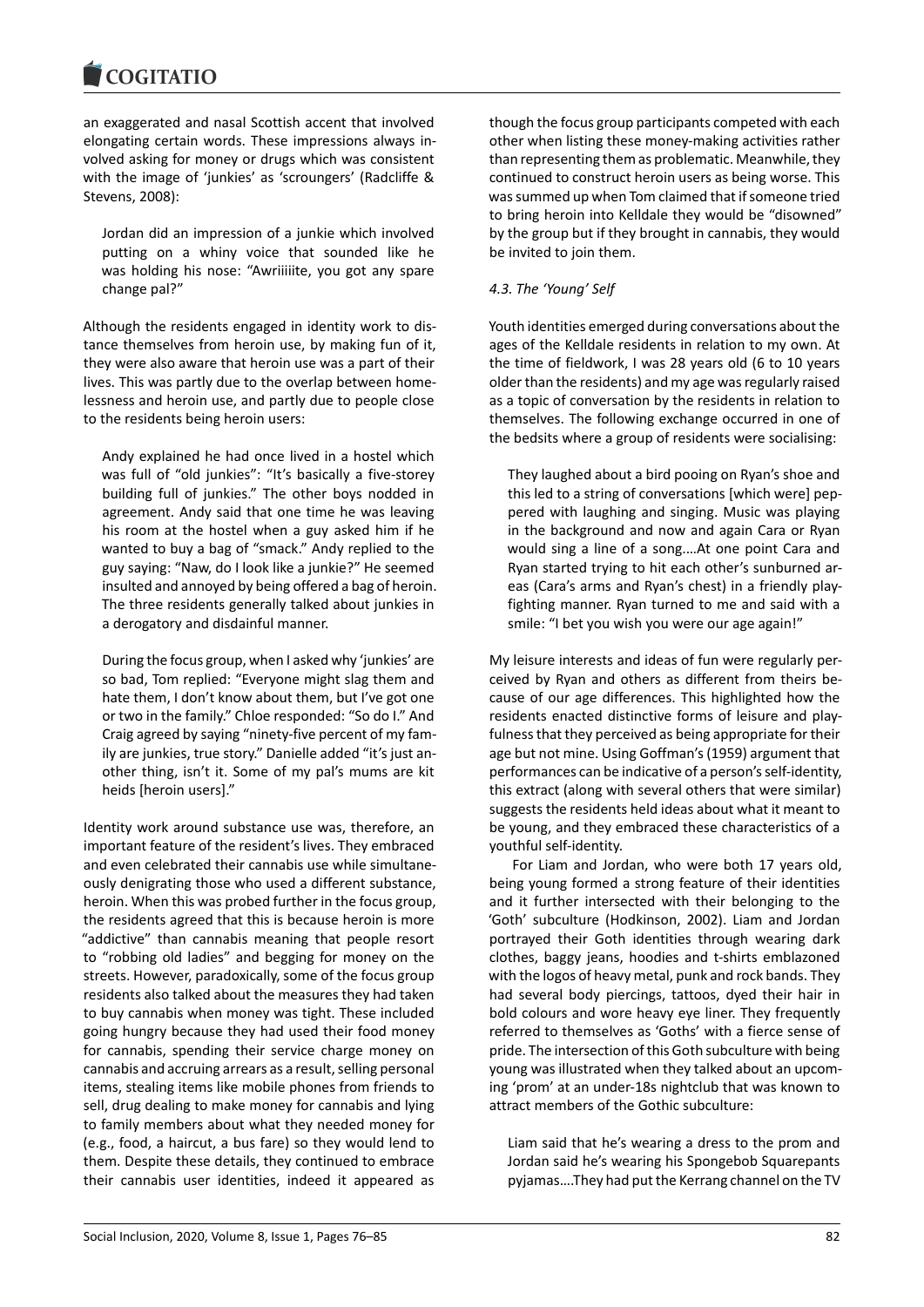an exaggerated and nasal Scottish accent that involved elongating certain words. These impressions always involved asking for money or drugs which was consistent with the image of 'junkies' as 'scroungers' (Radcliffe & Stevens, 2008):

> Jordan did an impression of a junkie which involved putting on a whiny voice that sounded like he was holding his nose: "Awriiiiite, you got any spare change pal?"

Although the residents engaged in identity work to distance themselves from heroin use, by making fun of it, they were also aware that heroin use was a part of their lives. This was partly due to the overlap between homelessness and heroin use, and partly due to people close to the residents being heroin users:

> Andy explained he had once lived in a hostel which was full of "old junkies": "It's basically a five-storey building full of junkies." The other boys nodded in agreement. Andy said that one time he was leaving his room at the hostel when a guy asked him if he wanted to buy a bag of "smack." Andy replied to the guy saying: "Naw, do I look like a junkie?" He seemed insulted and annoyed by being offered a bag of heroin. The three residents generally talked about junkies in a derogatory and disdainful manner.
>
> During the focus group, when I asked why 'junkies' are so bad, Tom replied: "Everyone might slag them and hate them, I don't know about them, but I've got one or two in the family." Chloe responded: "So do I." And Craig agreed by saying "ninety-five percent of my family are junkies, true story." Danielle added "it's just another thing, isn't it. Some of my pal's mums are kit heids [heroin users]."

Identity work around substance use was, therefore, an important feature of the resident's lives. They embraced and even celebrated their cannabis use while simultaneously denigrating those who used a different substance, heroin. When this was probed further in the focus group, the residents agreed that this is because heroin is more "addictive" than cannabis meaning that people resort to "robbing old ladies" and begging for money on the streets. However, paradoxically, some of the focus group residents also talked about the measures they had taken to buy cannabis when money was tight. These included going hungry because they had used their food money for cannabis, spending their service charge money on cannabis and accruing arrears as a result, selling personal items, stealing items like mobile phones from friends to sell, drug dealing to make money for cannabis and lying to family members about what they needed money for (e.g., food, a haircut, a bus fare) so they would lend to them. Despite these details, they continued to embrace their cannabis user identities, indeed it appeared as though the focus group participants competed with each other when listing these money-making activities rather than representing them as problematic. Meanwhile, they continued to construct heroin users as being worse. This was summed up when Tom claimed that if someone tried to bring heroin into Kelldale they would be "disowned" by the group but if they brought in cannabis, they would be invited to join them.

### 4.3. The 'Young' Self

Youth identities emerged during conversations about the ages of the Kelldale residents in relation to my own. At the time of fieldwork, I was 28 years old (6 to 10 years older than the residents) and my age was regularly raised as a topic of conversation by the residents in relation to themselves. The following exchange occurred in one of the bedsits where a group of residents were socialising:

> They laughed about a bird pooing on Ryan's shoe and this led to a string of conversations [which were] peppered with laughing and singing. Music was playing in the background and now and again Cara or Ryan would sing a line of a song....At one point Cara and Ryan started trying to hit each other's sunburned areas (Cara's arms and Ryan's chest) in a friendly playfighting manner. Ryan turned to me and said with a smile: "I bet you wish you were our age again!"

My leisure interests and ideas of fun were regularly perceived by Ryan and others as different from theirs because of our age differences. This highlighted how the residents enacted distinctive forms of leisure and playfulness that they perceived as being appropriate for their age but not mine. Using Goffman's (1959) argument that performances can be indicative of a person's self-identity, this extract (along with several others that were similar) suggests the residents held ideas about what it meant to be young, and they embraced these characteristics of a youthful self-identity.

For Liam and Jordan, who were both 17 years old, being young formed a strong feature of their identities and it further intersected with their belonging to the 'Goth' subculture (Hodkinson, 2002). Liam and Jordan portrayed their Goth identities through wearing dark clothes, baggy jeans, hoodies and t-shirts emblazoned with the logos of heavy metal, punk and rock bands. They had several body piercings, tattoos, dyed their hair in bold colours and wore heavy eye liner. They frequently referred to themselves as 'Goths' with a fierce sense of pride. The intersection of this Goth subculture with being young was illustrated when they talked about an upcoming 'prom' at an under-18s nightclub that was known to attract members of the Gothic subculture:

> Liam said that he's wearing a dress to the prom and Jordan said he's wearing his Spongebob Squarepants pyjamas....They had put the Kerrang channel on the TV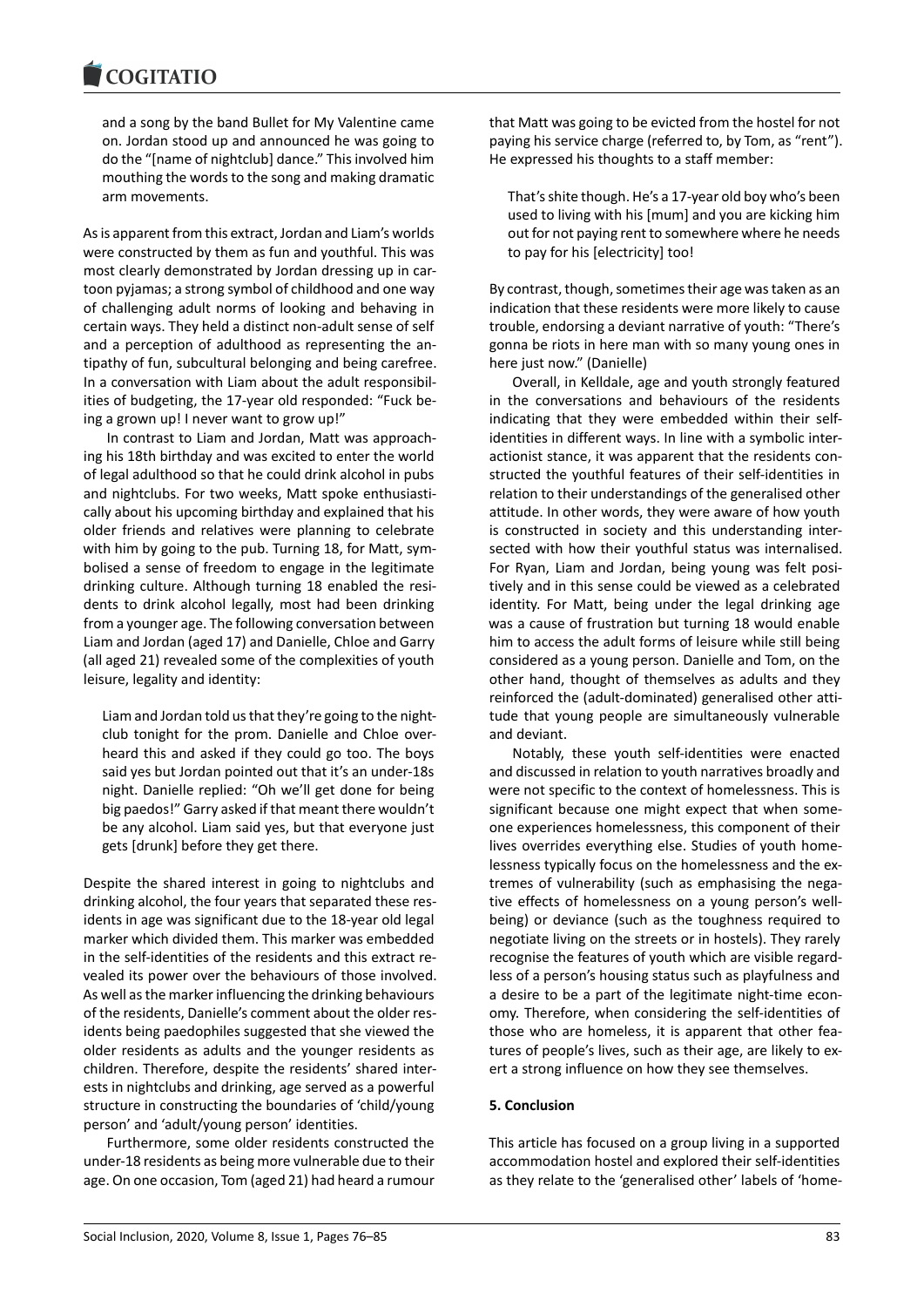and a song by the band Bullet for My Valentine came on. Jordan stood up and announced he was going to do the "[name of nightclub] dance." This involved him mouthing the words to the song and making dramatic arm movements.

As is apparent from this extract, Jordan and Liam's worlds were constructed by them as fun and youthful. This was most clearly demonstrated by Jordan dressing up in cartoon pyjamas; a strong symbol of childhood and one way of challenging adult norms of looking and behaving in certain ways. They held a distinct non-adult sense of self and a perception of adulthood as representing the antipathy of fun, subcultural belonging and being carefree. In a conversation with Liam about the adult responsibilities of budgeting, the 17-year old responded: "Fuck being a grown up! I never want to grow up!"

In contrast to Liam and Jordan, Matt was approaching his 18th birthday and was excited to enter the world of legal adulthood so that he could drink alcohol in pubs and nightclubs. For two weeks, Matt spoke enthusiastically about his upcoming birthday and explained that his older friends and relatives were planning to celebrate with him by going to the pub. Turning 18, for Matt, symbolised a sense of freedom to engage in the legitimate drinking culture. Although turning 18 enabled the residents to drink alcohol legally, most had been drinking from a younger age. The following conversation between Liam and Jordan (aged 17) and Danielle, Chloe and Garry (all aged 21) revealed some of the complexities of youth leisure, legality and identity:

> Liam and Jordan told us that they're going to the nightclub tonight for the prom. Danielle and Chloe overheard this and asked if they could go too. The boys said yes but Jordan pointed out that it's an under-18s night. Danielle replied: "Oh we'll get done for being big paedos!" Garry asked if that meant there wouldn't be any alcohol. Liam said yes, but that everyone just gets [drunk] before they get there.

Despite the shared interest in going to nightclubs and drinking alcohol, the four years that separated these residents in age was significant due to the 18-year old legal marker which divided them. This marker was embedded in the self-identities of the residents and this extract revealed its power over the behaviours of those involved. As well as the marker influencing the drinking behaviours of the residents, Danielle's comment about the older residents being paedophiles suggested that she viewed the older residents as adults and the younger residents as children. Therefore, despite the residents' shared interests in nightclubs and drinking, age served as a powerful structure in constructing the boundaries of 'child/young person' and 'adult/young person' identities.

Furthermore, some older residents constructed the under-18 residents as being more vulnerable due to their age. On one occasion, Tom (aged 21) had heard a rumour that Matt was going to be evicted from the hostel for not paying his service charge (referred to, by Tom, as "rent"). He expressed his thoughts to a staff member:

> That's shite though. He's a 17-year old boy who's been used to living with his [mum] and you are kicking him out for not paying rent to somewhere where he needs to pay for his [electricity] too!

By contrast, though, sometimes their age was taken as an indication that these residents were more likely to cause trouble, endorsing a deviant narrative of youth: "There's gonna be riots in here man with so many young ones in here just now." (Danielle)

Overall, in Kelldale, age and youth strongly featured in the conversations and behaviours of the residents indicating that they were embedded within their self-identities in different ways. In line with a symbolic interactionist stance, it was apparent that the residents constructed the youthful features of their self-identities in relation to their understandings of the generalised other attitude. In other words, they were aware of how youth is constructed in society and this understanding intersected with how their youthful status was internalised. For Ryan, Liam and Jordan, being young was felt positively and in this sense could be viewed as a celebrated identity. For Matt, being under the legal drinking age was a cause of frustration but turning 18 would enable him to access the adult forms of leisure while still being considered as a young person. Danielle and Tom, on the other hand, thought of themselves as adults and they reinforced the (adult-dominated) generalised other attitude that young people are simultaneously vulnerable and deviant.

Notably, these youth self-identities were enacted and discussed in relation to youth narratives broadly and were not specific to the context of homelessness. This is significant because one might expect that when someone experiences homelessness, this component of their lives overrides everything else. Studies of youth homelessness typically focus on the homelessness and the extremes of vulnerability (such as emphasising the negative effects of homelessness on a young person's wellbeing) or deviance (such as the toughness required to negotiate living on the streets or in hostels). They rarely recognise the features of youth which are visible regardless of a person's housing status such as playfulness and a desire to be a part of the legitimate night-time economy. Therefore, when considering the self-identities of those who are homeless, it is apparent that other features of people's lives, such as their age, are likely to exert a strong influence on how they see themselves.

## 5. Conclusion

This article has focused on a group living in a supported accommodation hostel and explored their self-identities as they relate to the 'generalised other' labels of 'home-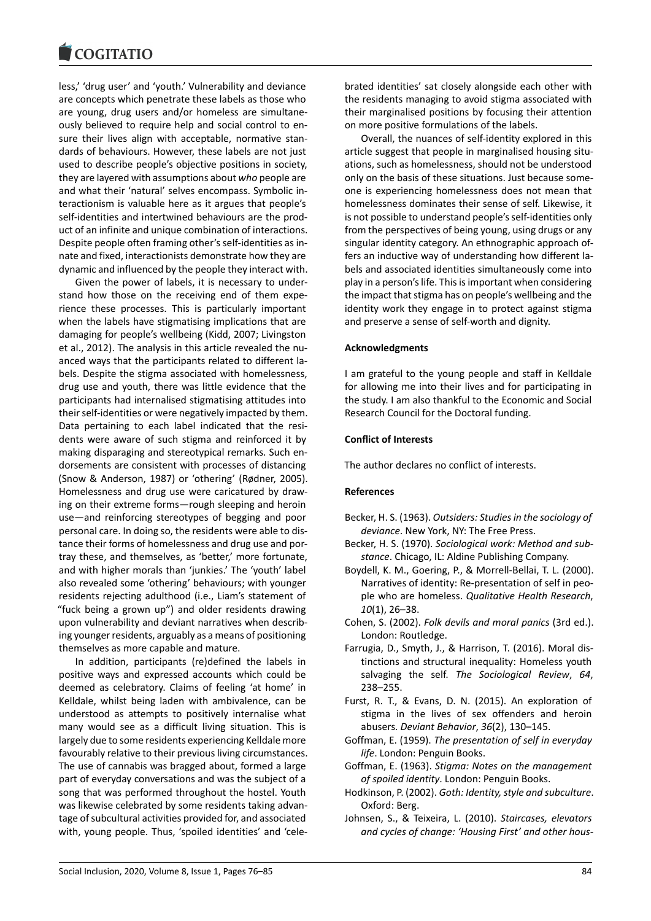less,' 'drug user' and 'youth.' Vulnerability and deviance are concepts which penetrate these labels as those who are young, drug users and/or homeless are simultaneously believed to require help and social control to ensure their lives align with acceptable, normative standards of behaviours. However, these labels are not just used to describe people's objective positions in society, they are layered with assumptions about *who* people are and what their 'natural' selves encompass. Symbolic interactionism is valuable here as it argues that people's self-identities and intertwined behaviours are the product of an infinite and unique combination of interactions. Despite people often framing other's self-identities as innate and fixed, interactionists demonstrate how they are dynamic and influenced by the people they interact with.

Given the power of labels, it is necessary to understand how those on the receiving end of them experience these processes. This is particularly important when the labels have stigmatising implications that are damaging for people's wellbeing (Kidd, 2007; Livingston et al., 2012). The analysis in this article revealed the nuanced ways that the participants related to different labels. Despite the stigma associated with homelessness, drug use and youth, there was little evidence that the participants had internalised stigmatising attitudes into their self-identities or were negatively impacted by them. Data pertaining to each label indicated that the residents were aware of such stigma and reinforced it by making disparaging and stereotypical remarks. Such endorsements are consistent with processes of distancing (Snow & Anderson, 1987) or 'othering' (Rødner, 2005). Homelessness and drug use were caricatured by drawing on their extreme forms—rough sleeping and heroin use—and reinforcing stereotypes of begging and poor personal care. In doing so, the residents were able to distance their forms of homelessness and drug use and portray these, and themselves, as 'better,' more fortunate, and with higher morals than 'junkies.' The 'youth' label also revealed some 'othering' behaviours; with younger residents rejecting adulthood (i.e., Liam's statement of "fuck being a grown up") and older residents drawing upon vulnerability and deviant narratives when describing younger residents, arguably as a means of positioning themselves as more capable and mature.

In addition, participants (re)defined the labels in positive ways and expressed accounts which could be deemed as celebratory. Claims of feeling 'at home' in Kelldale, whilst being laden with ambivalence, can be understood as attempts to positively internalise what many would see as a difficult living situation. This is largely due to some residents experiencing Kelldale more favourably relative to their previous living circumstances. The use of cannabis was bragged about, formed a large part of everyday conversations and was the subject of a song that was performed throughout the hostel. Youth was likewise celebrated by some residents taking advantage of subcultural activities provided for, and associated with, young people. Thus, 'spoiled identities' and 'celebrated identities' sat closely alongside each other with the residents managing to avoid stigma associated with their marginalised positions by focusing their attention on more positive formulations of the labels.

Overall, the nuances of self-identity explored in this article suggest that people in marginalised housing situations, such as homelessness, should not be understood only on the basis of these situations. Just because someone is experiencing homelessness does not mean that homelessness dominates their sense of self. Likewise, it is not possible to understand people's self-identities only from the perspectives of being young, using drugs or any singular identity category. An ethnographic approach offers an inductive way of understanding how different labels and associated identities simultaneously come into play in a person's life. This is important when considering the impact that stigma has on people's wellbeing and the identity work they engage in to protect against stigma and preserve a sense of self-worth and dignity.

## Acknowledgments

I am grateful to the young people and staff in Kelldale for allowing me into their lives and for participating in the study. I am also thankful to the Economic and Social Research Council for the Doctoral funding.

## Conflict of Interests

The author declares no conflict of interests.

## References

Becker, H. S. (1963). *Outsiders: Studies in the sociology of deviance*. New York, NY: The Free Press.

Becker, H. S. (1970). *Sociological work: Method and substance*. Chicago, IL: Aldine Publishing Company.

Boydell, K. M., Goering, P., & Morrell-Bellai, T. L. (2000). Narratives of identity: Re-presentation of self in people who are homeless. *Qualitative Health Research*, *10*(1), 26–38.

Cohen, S. (2002). *Folk devils and moral panics* (3rd ed.). London: Routledge.

Farrugia, D., Smyth, J., & Harrison, T. (2016). Moral distinctions and structural inequality: Homeless youth salvaging the self. *The Sociological Review*, *64*, 238–255.

Furst, R. T., & Evans, D. N. (2015). An exploration of stigma in the lives of sex offenders and heroin abusers. *Deviant Behavior*, *36*(2), 130–145.

Goffman, E. (1959). *The presentation of self in everyday life*. London: Penguin Books.

Goffman, E. (1963). *Stigma: Notes on the management of spoiled identity*. London: Penguin Books.

Hodkinson, P. (2002). *Goth: Identity, style and subculture*. Oxford: Berg.

Johnsen, S., & Teixeira, L. (2010). *Staircases, elevators and cycles of change: 'Housing First' and other hous-*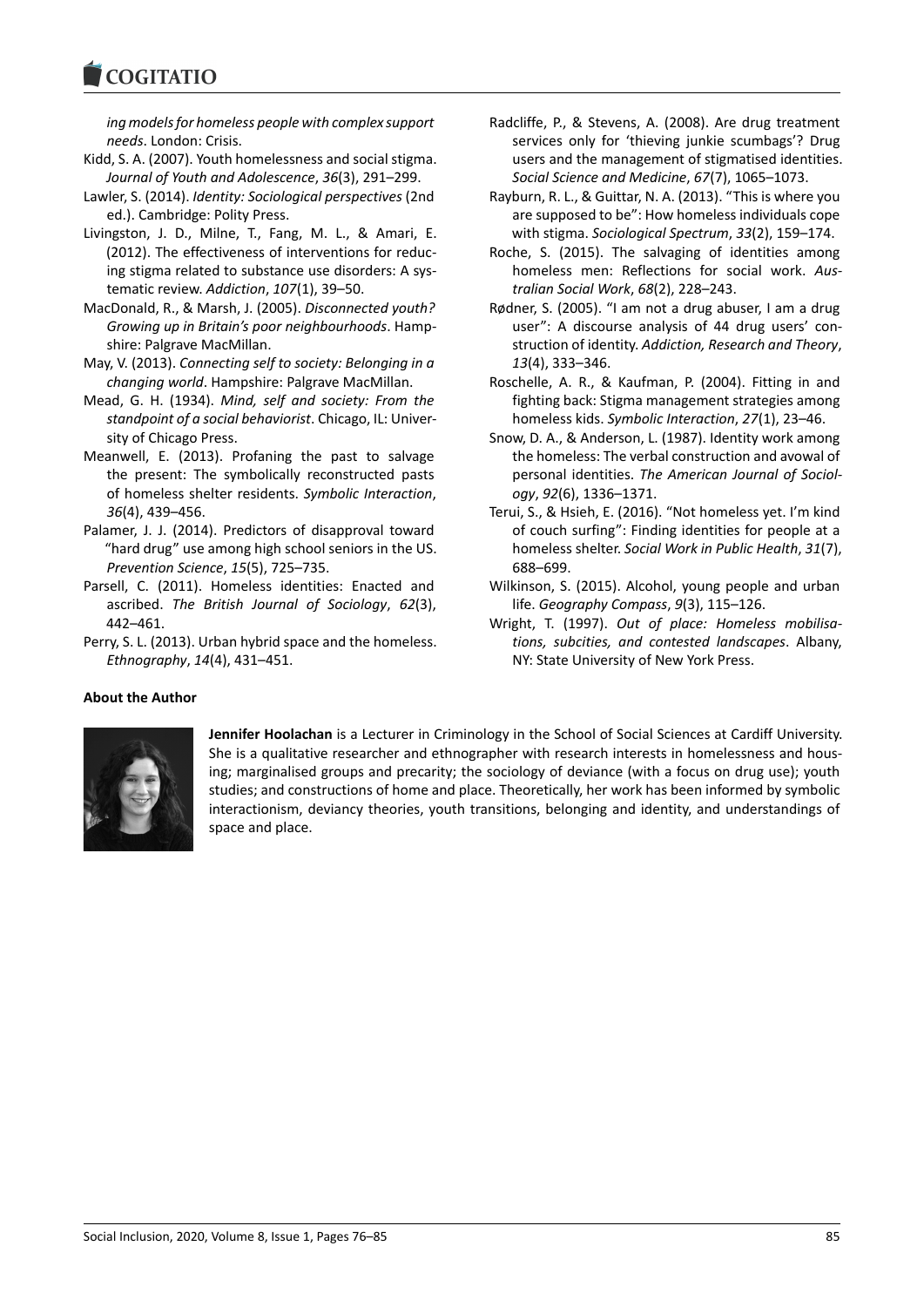*ing models for homeless people with complex support needs*. London: Crisis.

Kidd, S. A. (2007). Youth homelessness and social stigma. *Journal of Youth and Adolescence*, *36*(3), 291–299.

Lawler, S. (2014). *Identity: Sociological perspectives* (2nd ed.). Cambridge: Polity Press.

Livingston, J. D., Milne, T., Fang, M. L., & Amari, E. (2012). The effectiveness of interventions for reducing stigma related to substance use disorders: A systematic review. *Addiction*, *107*(1), 39–50.

MacDonald, R., & Marsh, J. (2005). *Disconnected youth? Growing up in Britain's poor neighbourhoods*. Hampshire: Palgrave MacMillan.

May, V. (2013). *Connecting self to society: Belonging in a changing world*. Hampshire: Palgrave MacMillan.

Mead, G. H. (1934). *Mind, self and society: From the standpoint of a social behaviorist*. Chicago, IL: University of Chicago Press.

Meanwell, E. (2013). Profaning the past to salvage the present: The symbolically reconstructed pasts of homeless shelter residents. *Symbolic Interaction*, *36*(4), 439–456.

Palamer, J. J. (2014). Predictors of disapproval toward "hard drug" use among high school seniors in the US. *Prevention Science*, *15*(5), 725–735.

Parsell, C. (2011). Homeless identities: Enacted and ascribed. *The British Journal of Sociology*, *62*(3), 442–461.

Perry, S. L. (2013). Urban hybrid space and the homeless. *Ethnography*, *14*(4), 431–451.

Radcliffe, P., & Stevens, A. (2008). Are drug treatment services only for 'thieving junkie scumbags'? Drug users and the management of stigmatised identities. *Social Science and Medicine*, *67*(7), 1065–1073.

Rayburn, R. L., & Guittar, N. A. (2013). "This is where you are supposed to be": How homeless individuals cope with stigma. *Sociological Spectrum*, *33*(2), 159–174.

Roche, S. (2015). The salvaging of identities among homeless men: Reflections for social work. *Australian Social Work*, *68*(2), 228–243.

Rødner, S. (2005). "I am not a drug abuser, I am a drug user": A discourse analysis of 44 drug users' construction of identity. *Addiction, Research and Theory*, *13*(4), 333–346.

Roschelle, A. R., & Kaufman, P. (2004). Fitting in and fighting back: Stigma management strategies among homeless kids. *Symbolic Interaction*, *27*(1), 23–46.

Snow, D. A., & Anderson, L. (1987). Identity work among the homeless: The verbal construction and avowal of personal identities. *The American Journal of Sociology*, *92*(6), 1336–1371.

Terui, S., & Hsieh, E. (2016). "Not homeless yet. I'm kind of couch surfing": Finding identities for people at a homeless shelter. *Social Work in Public Health*, *31*(7), 688–699.

Wilkinson, S. (2015). Alcohol, young people and urban life. *Geography Compass*, *9*(3), 115–126.

Wright, T. (1997). *Out of place: Homeless mobilisations, subcities, and contested landscapes*. Albany, NY: State University of New York Press.

**About the Author**

**Jennifer Hoolachan** is a Lecturer in Criminology in the School of Social Sciences at Cardiff University. She is a qualitative researcher and ethnographer with research interests in homelessness and housing; marginalised groups and precarity; the sociology of deviance (with a focus on drug use); youth studies; and constructions of home and place. Theoretically, her work has been informed by symbolic interactionism, deviancy theories, youth transitions, belonging and identity, and understandings of space and place.